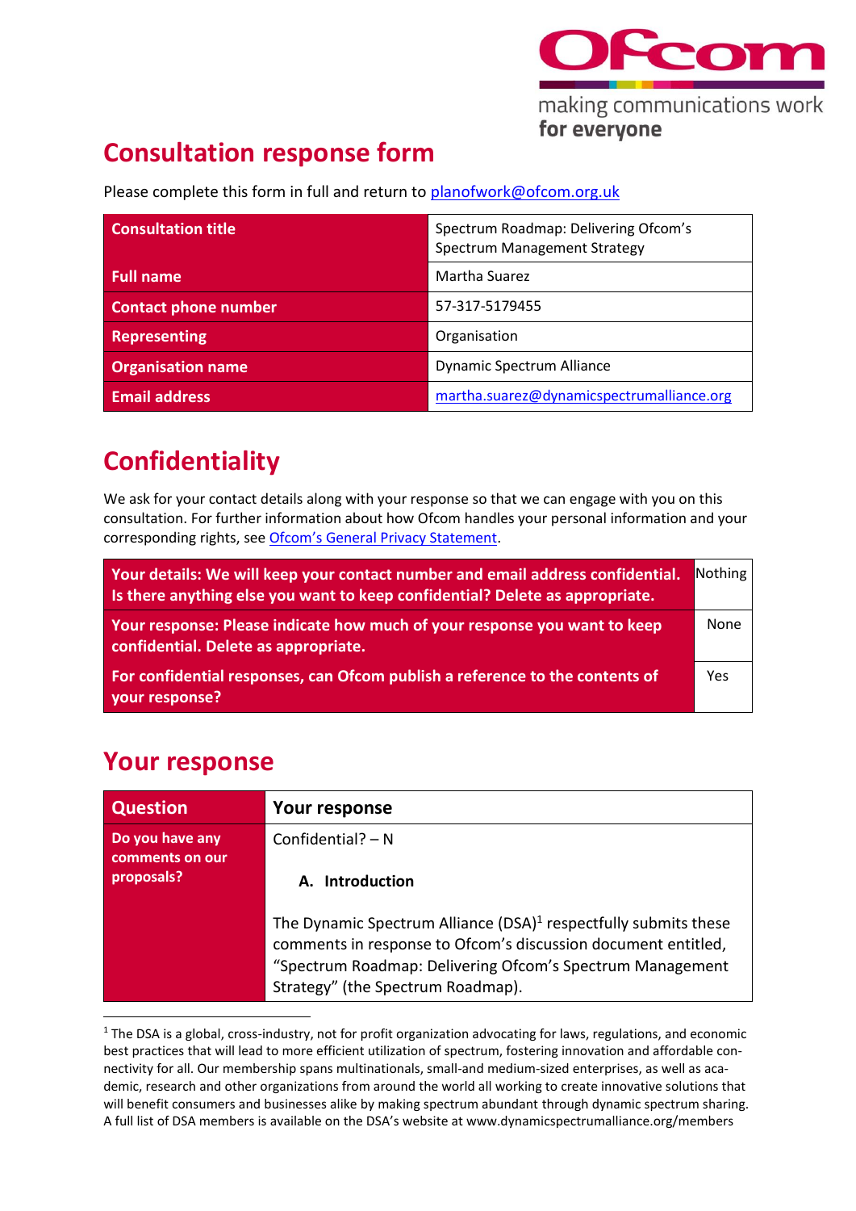# Consultation response form

Please complete this form in full and return to planofwork@ofcom.org.uk

| | |
|---|---|
| **Consultation title** | Spectrum Roadmap: Delivering Ofcom's Spectrum Management Strategy |
| **Full name** | Martha Suarez |
| **Contact phone number** | 57-317-5179455 |
| **Representing** | Organisation |
| **Organisation name** | Dynamic Spectrum Alliance |
| **Email address** | martha.suarez@dynamicspectrumalliance.org |

# Confidentiality

We ask for your contact details along with your response so that we can engage with you on this consultation. For further information about how Ofcom handles your personal information and your corresponding rights, see Ofcom's General Privacy Statement.

| | |
|---|---|
| **Your details: We will keep your contact number and email address confidential. Is there anything else you want to keep confidential? Delete as appropriate.** | Nothing |
| **Your response: Please indicate how much of your response you want to keep confidential. Delete as appropriate.** | None |
| **For confidential responses, can Ofcom publish a reference to the contents of your response?** | Yes |

# Your response

| Question | Your response |
|---|---|
| **Do you have any comments on our proposals?** | Confidential? – N<br><br>**A. Introduction**<br><br>The Dynamic Spectrum Alliance (DSA)[1] respectfully submits these comments in response to Ofcom's discussion document entitled, "Spectrum Roadmap: Delivering Ofcom's Spectrum Management Strategy" (the Spectrum Roadmap). |

[1] The DSA is a global, cross-industry, not for profit organization advocating for laws, regulations, and economic best practices that will lead to more efficient utilization of spectrum, fostering innovation and affordable connectivity for all. Our membership spans multinationals, small-and medium-sized enterprises, as well as academic, research and other organizations from around the world all working to create innovative solutions that will benefit consumers and businesses alike by making spectrum abundant through dynamic spectrum sharing. A full list of DSA members is available on the DSA's website at www.dynamicspectrumalliance.org/members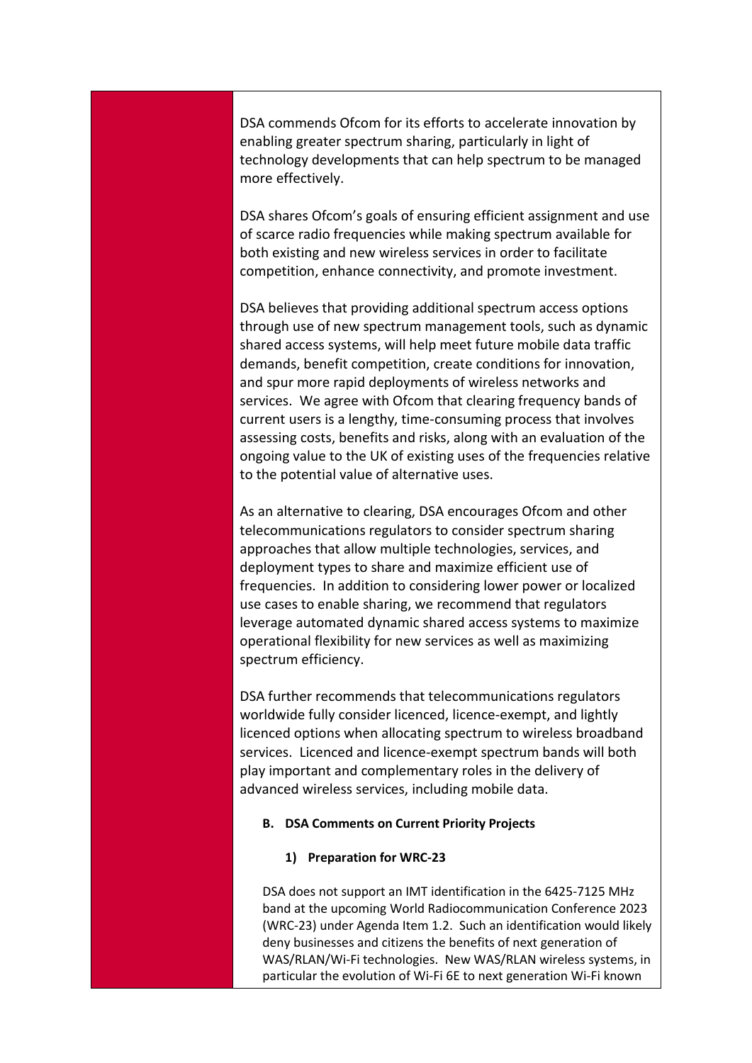DSA commends Ofcom for its efforts to accelerate innovation by enabling greater spectrum sharing, particularly in light of technology developments that can help spectrum to be managed more effectively.

DSA shares Ofcom's goals of ensuring efficient assignment and use of scarce radio frequencies while making spectrum available for both existing and new wireless services in order to facilitate competition, enhance connectivity, and promote investment.

DSA believes that providing additional spectrum access options through use of new spectrum management tools, such as dynamic shared access systems, will help meet future mobile data traffic demands, benefit competition, create conditions for innovation, and spur more rapid deployments of wireless networks and services. We agree with Ofcom that clearing frequency bands of current users is a lengthy, time-consuming process that involves assessing costs, benefits and risks, along with an evaluation of the ongoing value to the UK of existing uses of the frequencies relative to the potential value of alternative uses.

As an alternative to clearing, DSA encourages Ofcom and other telecommunications regulators to consider spectrum sharing approaches that allow multiple technologies, services, and deployment types to share and maximize efficient use of frequencies. In addition to considering lower power or localized use cases to enable sharing, we recommend that regulators leverage automated dynamic shared access systems to maximize operational flexibility for new services as well as maximizing spectrum efficiency.

DSA further recommends that telecommunications regulators worldwide fully consider licenced, licence-exempt, and lightly licenced options when allocating spectrum to wireless broadband services. Licenced and licence-exempt spectrum bands will both play important and complementary roles in the delivery of advanced wireless services, including mobile data.

**B. DSA Comments on Current Priority Projects**

**1) Preparation for WRC-23**

DSA does not support an IMT identification in the 6425-7125 MHz band at the upcoming World Radiocommunication Conference 2023 (WRC-23) under Agenda Item 1.2. Such an identification would likely deny businesses and citizens the benefits of next generation of WAS/RLAN/Wi-Fi technologies. New WAS/RLAN wireless systems, in particular the evolution of Wi-Fi 6E to next generation Wi-Fi known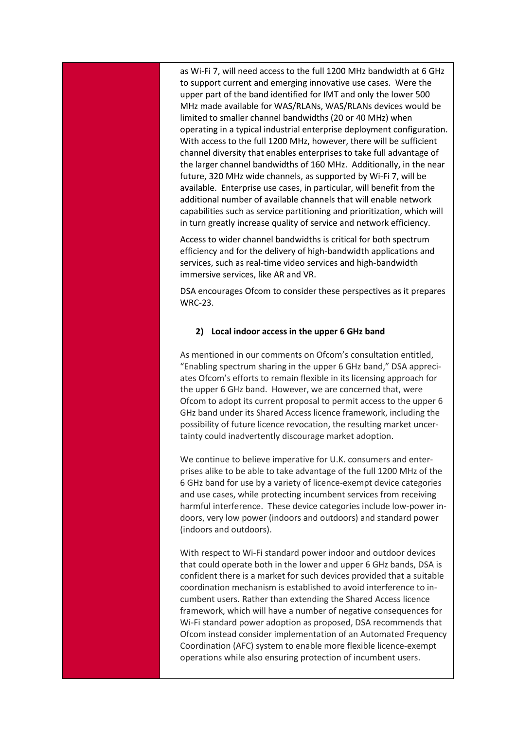as Wi-Fi 7, will need access to the full 1200 MHz bandwidth at 6 GHz to support current and emerging innovative use cases. Were the upper part of the band identified for IMT and only the lower 500 MHz made available for WAS/RLANs, WAS/RLANs devices would be limited to smaller channel bandwidths (20 or 40 MHz) when operating in a typical industrial enterprise deployment configuration. With access to the full 1200 MHz, however, there will be sufficient channel diversity that enables enterprises to take full advantage of the larger channel bandwidths of 160 MHz. Additionally, in the near future, 320 MHz wide channels, as supported by Wi-Fi 7, will be available. Enterprise use cases, in particular, will benefit from the additional number of available channels that will enable network capabilities such as service partitioning and prioritization, which will in turn greatly increase quality of service and network efficiency.

Access to wider channel bandwidths is critical for both spectrum efficiency and for the delivery of high-bandwidth applications and services, such as real-time video services and high-bandwidth immersive services, like AR and VR.

DSA encourages Ofcom to consider these perspectives as it prepares WRC-23.

**2) Local indoor access in the upper 6 GHz band**

As mentioned in our comments on Ofcom's consultation entitled, "Enabling spectrum sharing in the upper 6 GHz band," DSA appreciates Ofcom's efforts to remain flexible in its licensing approach for the upper 6 GHz band. However, we are concerned that, were Ofcom to adopt its current proposal to permit access to the upper 6 GHz band under its Shared Access licence framework, including the possibility of future licence revocation, the resulting market uncertainty could inadvertently discourage market adoption.

We continue to believe imperative for U.K. consumers and enterprises alike to be able to take advantage of the full 1200 MHz of the 6 GHz band for use by a variety of licence-exempt device categories and use cases, while protecting incumbent services from receiving harmful interference. These device categories include low-power indoors, very low power (indoors and outdoors) and standard power (indoors and outdoors).

With respect to Wi-Fi standard power indoor and outdoor devices that could operate both in the lower and upper 6 GHz bands, DSA is confident there is a market for such devices provided that a suitable coordination mechanism is established to avoid interference to incumbent users. Rather than extending the Shared Access licence framework, which will have a number of negative consequences for Wi-Fi standard power adoption as proposed, DSA recommends that Ofcom instead consider implementation of an Automated Frequency Coordination (AFC) system to enable more flexible licence-exempt operations while also ensuring protection of incumbent users.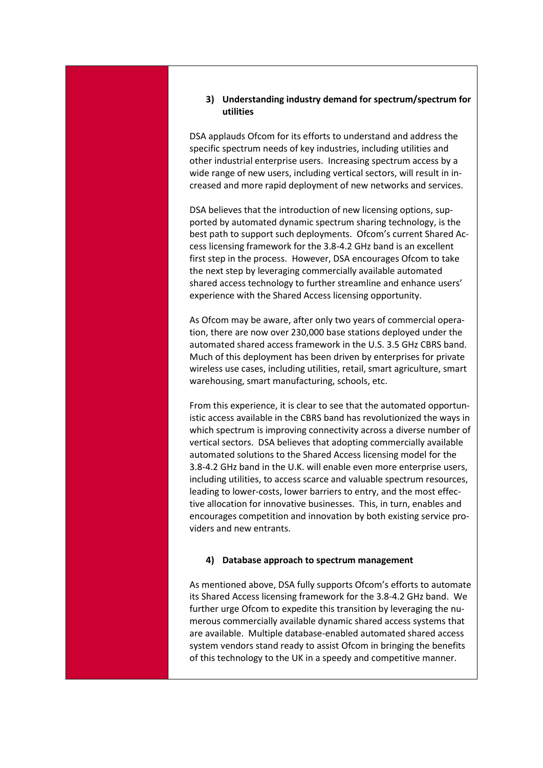### 3) Understanding industry demand for spectrum/spectrum for utilities

DSA applauds Ofcom for its efforts to understand and address the specific spectrum needs of key industries, including utilities and other industrial enterprise users. Increasing spectrum access by a wide range of new users, including vertical sectors, will result in increased and more rapid deployment of new networks and services.

DSA believes that the introduction of new licensing options, supported by automated dynamic spectrum sharing technology, is the best path to support such deployments. Ofcom's current Shared Access licensing framework for the 3.8-4.2 GHz band is an excellent first step in the process. However, DSA encourages Ofcom to take the next step by leveraging commercially available automated shared access technology to further streamline and enhance users' experience with the Shared Access licensing opportunity.

As Ofcom may be aware, after only two years of commercial operation, there are now over 230,000 base stations deployed under the automated shared access framework in the U.S. 3.5 GHz CBRS band. Much of this deployment has been driven by enterprises for private wireless use cases, including utilities, retail, smart agriculture, smart warehousing, smart manufacturing, schools, etc.

From this experience, it is clear to see that the automated opportunistic access available in the CBRS band has revolutionized the ways in which spectrum is improving connectivity across a diverse number of vertical sectors. DSA believes that adopting commercially available automated solutions to the Shared Access licensing model for the 3.8-4.2 GHz band in the U.K. will enable even more enterprise users, including utilities, to access scarce and valuable spectrum resources, leading to lower-costs, lower barriers to entry, and the most effective allocation for innovative businesses. This, in turn, enables and encourages competition and innovation by both existing service providers and new entrants.

### 4) Database approach to spectrum management

As mentioned above, DSA fully supports Ofcom's efforts to automate its Shared Access licensing framework for the 3.8-4.2 GHz band. We further urge Ofcom to expedite this transition by leveraging the numerous commercially available dynamic shared access systems that are available. Multiple database-enabled automated shared access system vendors stand ready to assist Ofcom in bringing the benefits of this technology to the UK in a speedy and competitive manner.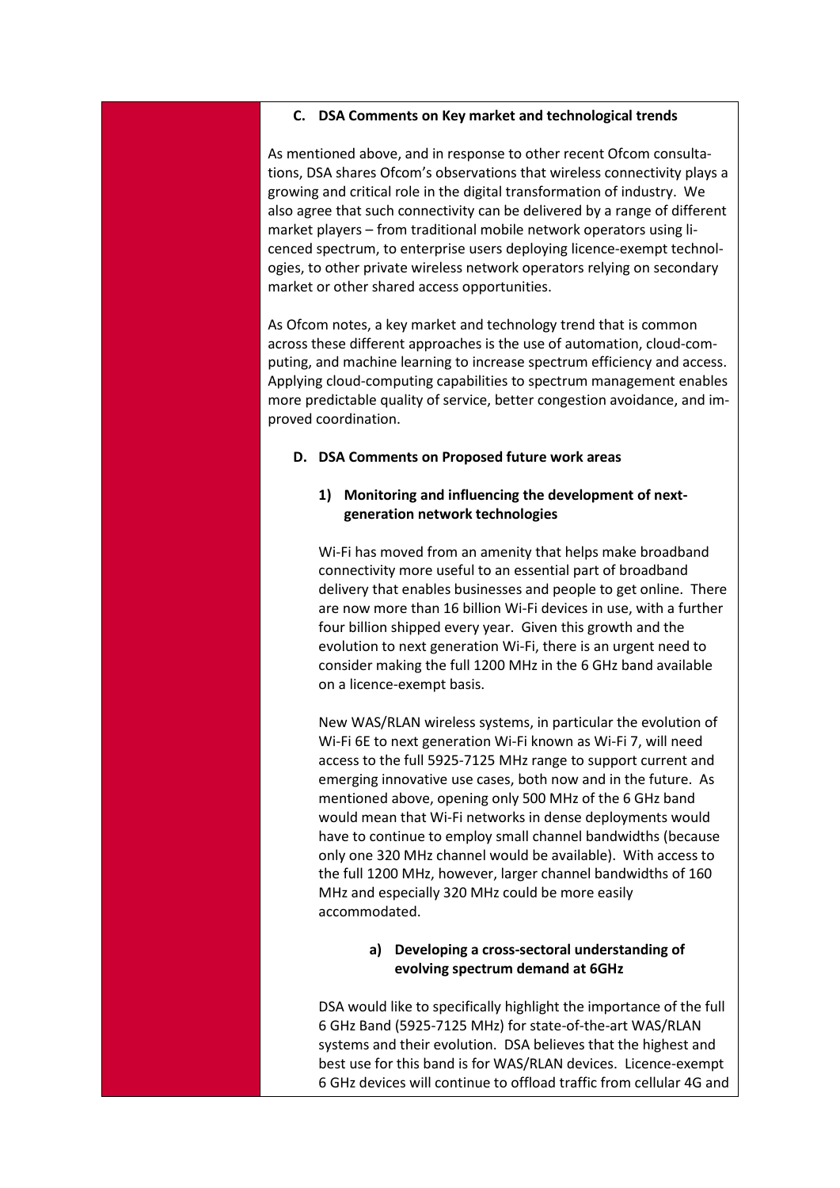### C. DSA Comments on Key market and technological trends

As mentioned above, and in response to other recent Ofcom consultations, DSA shares Ofcom's observations that wireless connectivity plays a growing and critical role in the digital transformation of industry. We also agree that such connectivity can be delivered by a range of different market players – from traditional mobile network operators using licenced spectrum, to enterprise users deploying licence-exempt technologies, to other private wireless network operators relying on secondary market or other shared access opportunities.

As Ofcom notes, a key market and technology trend that is common across these different approaches is the use of automation, cloud-computing, and machine learning to increase spectrum efficiency and access. Applying cloud-computing capabilities to spectrum management enables more predictable quality of service, better congestion avoidance, and improved coordination.

### D. DSA Comments on Proposed future work areas

#### 1) Monitoring and influencing the development of next-generation network technologies

Wi-Fi has moved from an amenity that helps make broadband connectivity more useful to an essential part of broadband delivery that enables businesses and people to get online. There are now more than 16 billion Wi-Fi devices in use, with a further four billion shipped every year. Given this growth and the evolution to next generation Wi-Fi, there is an urgent need to consider making the full 1200 MHz in the 6 GHz band available on a licence-exempt basis.

New WAS/RLAN wireless systems, in particular the evolution of Wi-Fi 6E to next generation Wi-Fi known as Wi-Fi 7, will need access to the full 5925-7125 MHz range to support current and emerging innovative use cases, both now and in the future. As mentioned above, opening only 500 MHz of the 6 GHz band would mean that Wi-Fi networks in dense deployments would have to continue to employ small channel bandwidths (because only one 320 MHz channel would be available). With access to the full 1200 MHz, however, larger channel bandwidths of 160 MHz and especially 320 MHz could be more easily accommodated.

##### a) Developing a cross-sectoral understanding of evolving spectrum demand at 6GHz

DSA would like to specifically highlight the importance of the full 6 GHz Band (5925-7125 MHz) for state-of-the-art WAS/RLAN systems and their evolution. DSA believes that the highest and best use for this band is for WAS/RLAN devices. Licence-exempt 6 GHz devices will continue to offload traffic from cellular 4G and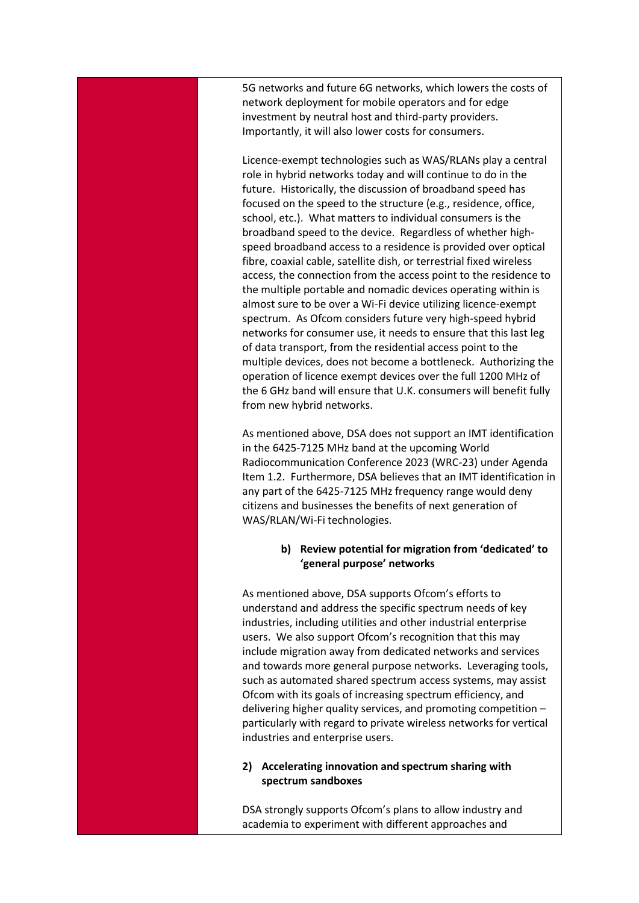5G networks and future 6G networks, which lowers the costs of network deployment for mobile operators and for edge investment by neutral host and third-party providers. Importantly, it will also lower costs for consumers.

Licence-exempt technologies such as WAS/RLANs play a central role in hybrid networks today and will continue to do in the future. Historically, the discussion of broadband speed has focused on the speed to the structure (e.g., residence, office, school, etc.). What matters to individual consumers is the broadband speed to the device. Regardless of whether high-speed broadband access to a residence is provided over optical fibre, coaxial cable, satellite dish, or terrestrial fixed wireless access, the connection from the access point to the residence to the multiple portable and nomadic devices operating within is almost sure to be over a Wi-Fi device utilizing licence-exempt spectrum. As Ofcom considers future very high-speed hybrid networks for consumer use, it needs to ensure that this last leg of data transport, from the residential access point to the multiple devices, does not become a bottleneck. Authorizing the operation of licence exempt devices over the full 1200 MHz of the 6 GHz band will ensure that U.K. consumers will benefit fully from new hybrid networks.

As mentioned above, DSA does not support an IMT identification in the 6425-7125 MHz band at the upcoming World Radiocommunication Conference 2023 (WRC-23) under Agenda Item 1.2. Furthermore, DSA believes that an IMT identification in any part of the 6425-7125 MHz frequency range would deny citizens and businesses the benefits of next generation of WAS/RLAN/Wi-Fi technologies.

**b) Review potential for migration from 'dedicated' to 'general purpose' networks**

As mentioned above, DSA supports Ofcom's efforts to understand and address the specific spectrum needs of key industries, including utilities and other industrial enterprise users. We also support Ofcom's recognition that this may include migration away from dedicated networks and services and towards more general purpose networks. Leveraging tools, such as automated shared spectrum access systems, may assist Ofcom with its goals of increasing spectrum efficiency, and delivering higher quality services, and promoting competition – particularly with regard to private wireless networks for vertical industries and enterprise users.

**2) Accelerating innovation and spectrum sharing with spectrum sandboxes**

DSA strongly supports Ofcom's plans to allow industry and academia to experiment with different approaches and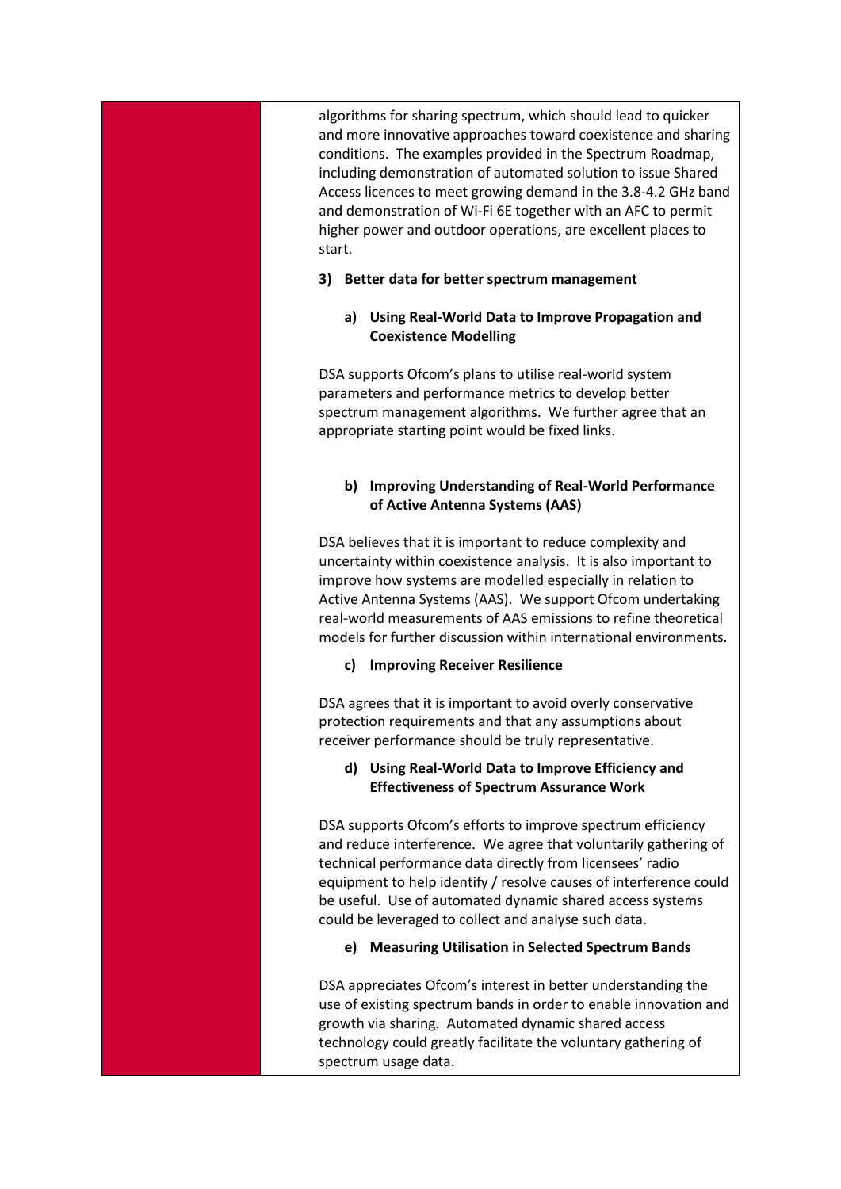algorithms for sharing spectrum, which should lead to quicker and more innovative approaches toward coexistence and sharing conditions. The examples provided in the Spectrum Roadmap, including demonstration of automated solution to issue Shared Access licences to meet growing demand in the 3.8-4.2 GHz band and demonstration of Wi-Fi 6E together with an AFC to permit higher power and outdoor operations, are excellent places to start.

**3) Better data for better spectrum management**

**a) Using Real-World Data to Improve Propagation and Coexistence Modelling**

DSA supports Ofcom's plans to utilise real-world system parameters and performance metrics to develop better spectrum management algorithms. We further agree that an appropriate starting point would be fixed links.

**b) Improving Understanding of Real-World Performance of Active Antenna Systems (AAS)**

DSA believes that it is important to reduce complexity and uncertainty within coexistence analysis. It is also important to improve how systems are modelled especially in relation to Active Antenna Systems (AAS). We support Ofcom undertaking real-world measurements of AAS emissions to refine theoretical models for further discussion within international environments.

**c) Improving Receiver Resilience**

DSA agrees that it is important to avoid overly conservative protection requirements and that any assumptions about receiver performance should be truly representative.

**d) Using Real-World Data to Improve Efficiency and Effectiveness of Spectrum Assurance Work**

DSA supports Ofcom's efforts to improve spectrum efficiency and reduce interference. We agree that voluntarily gathering of technical performance data directly from licensees' radio equipment to help identify / resolve causes of interference could be useful. Use of automated dynamic shared access systems could be leveraged to collect and analyse such data.

**e) Measuring Utilisation in Selected Spectrum Bands**

DSA appreciates Ofcom's interest in better understanding the use of existing spectrum bands in order to enable innovation and growth via sharing. Automated dynamic shared access technology could greatly facilitate the voluntary gathering of spectrum usage data.